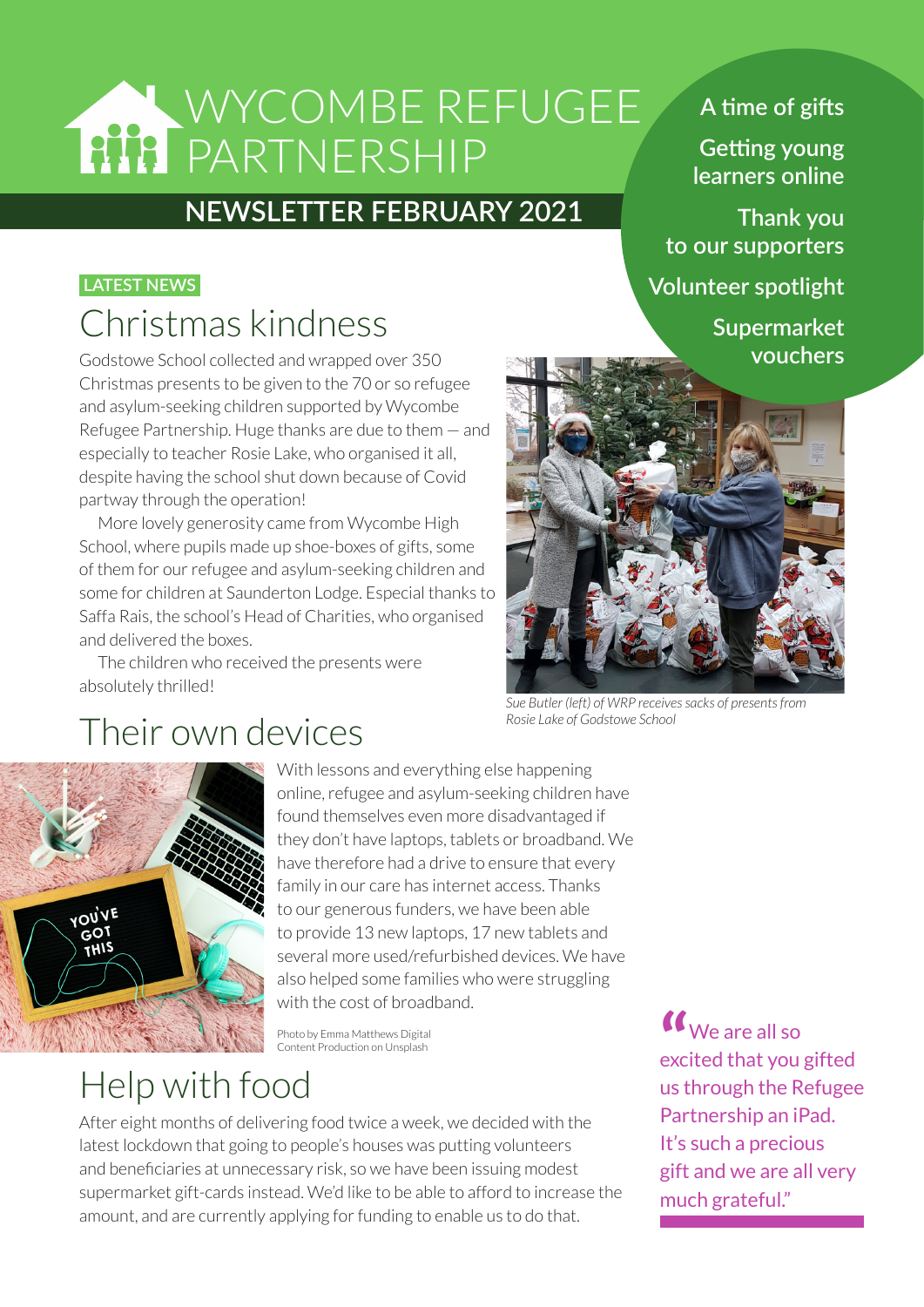# WYCOMBE REFUGEE PARTNERSHIP

## NEWSLETTER FEBRUARY 2021

- A time of gifts
- Getting young learners online
- Thank you to our supporters
- Volunteer spotlight
- Supermarket vouchers

LATEST NEWS

## Christmas kindness

Godstowe School collected and wrapped over 350 Christmas presents to be given to the 70 or so refugee and asylum-seeking children supported by Wycombe Refugee Partnership. Huge thanks are due to them — and especially to teacher Rosie Lake, who organised it all, despite having the school shut down because of Covid partway through the operation!

More lovely generosity came from Wycombe High School, where pupils made up shoe-boxes of gifts, some of them for our refugee and asylum-seeking children and some for children at Saunderton Lodge. Especial thanks to Saffa Rais, the school's Head of Charities, who organised and delivered the boxes.

The children who received the presents were absolutely thrilled!

*Sue Butler (left) of WRP receives sacks of presents from Rosie Lake of Godstowe School*

## Their own devices

With lessons and everything else happening online, refugee and asylum-seeking children have found themselves even more disadvantaged if they don't have laptops, tablets or broadband. We have therefore had a drive to ensure that every family in our care has internet access. Thanks to our generous funders, we have been able to provide 13 new laptops, 17 new tablets and several more used/refurbished devices. We have also helped some families who were struggling with the cost of broadband.

Photo by Emma Matthews Digital Content Production on Unsplash

> "We are all so excited that you gifted us through the Refugee Partnership an iPad. It's such a precious gift and we are all very much grateful."

## Help with food

After eight months of delivering food twice a week, we decided with the latest lockdown that going to people's houses was putting volunteers and beneficiaries at unnecessary risk, so we have been issuing modest supermarket gift-cards instead. We'd like to be able to afford to increase the amount, and are currently applying for funding to enable us to do that.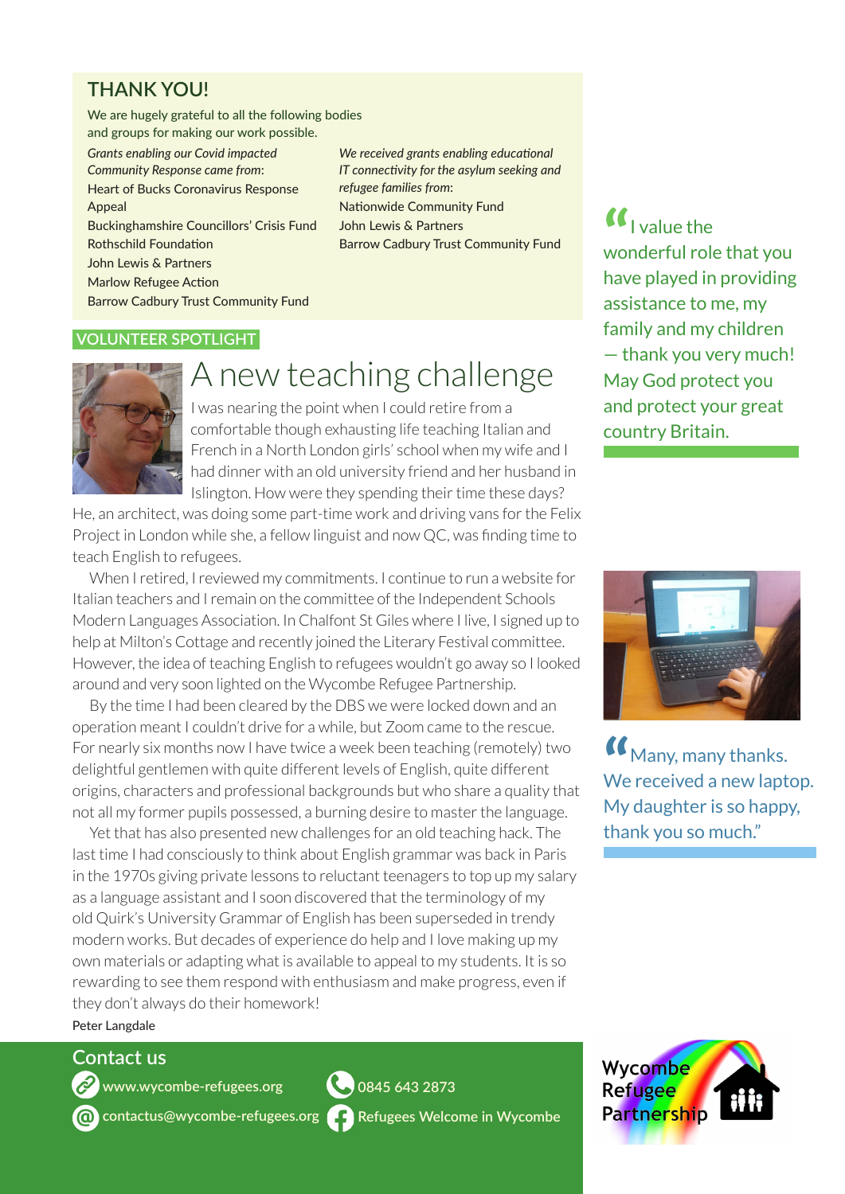## THANK YOU!

We are hugely grateful to all the following bodies and groups for making our work possible.

*Grants enabling our Covid impacted Community Response came from:*

Heart of Bucks Coronavirus Response Appeal
Buckinghamshire Councillors' Crisis Fund
Rothschild Foundation
John Lewis & Partners
Marlow Refugee Action
Barrow Cadbury Trust Community Fund

*We received grants enabling educational IT connectivity for the asylum seeking and refugee families from:*

Nationwide Community Fund
John Lewis & Partners
Barrow Cadbury Trust Community Fund

> "I value the wonderful role that you have played in providing assistance to me, my family and my children — thank you very much! May God protect you and protect your great country Britain.

VOLUNTEER SPOTLIGHT

# A new teaching challenge

I was nearing the point when I could retire from a comfortable though exhausting life teaching Italian and French in a North London girls' school when my wife and I had dinner with an old university friend and her husband in Islington. How were they spending their time these days? He, an architect, was doing some part-time work and driving vans for the Felix Project in London while she, a fellow linguist and now QC, was finding time to teach English to refugees.

When I retired, I reviewed my commitments. I continue to run a website for Italian teachers and I remain on the committee of the Independent Schools Modern Languages Association. In Chalfont St Giles where I live, I signed up to help at Milton's Cottage and recently joined the Literary Festival committee. However, the idea of teaching English to refugees wouldn't go away so I looked around and very soon lighted on the Wycombe Refugee Partnership.

By the time I had been cleared by the DBS we were locked down and an operation meant I couldn't drive for a while, but Zoom came to the rescue. For nearly six months now I have twice a week been teaching (remotely) two delightful gentlemen with quite different levels of English, quite different origins, characters and professional backgrounds but who share a quality that not all my former pupils possessed, a burning desire to master the language.

Yet that has also presented new challenges for an old teaching hack. The last time I had consciously to think about English grammar was back in Paris in the 1970s giving private lessons to reluctant teenagers to top up my salary as a language assistant and I soon discovered that the terminology of my old Quirk's University Grammar of English has been superseded in trendy modern works. But decades of experience do help and I love making up my own materials or adapting what is available to appeal to my students. It is so rewarding to see them respond with enthusiasm and make progress, even if they don't always do their homework!

Peter Langdale

> "Many, many thanks. We received a new laptop. My daughter is so happy, thank you so much."

## Contact us

www.wycombe-refugees.org
0845 643 2873
contactus@wycombe-refugees.org
Refugees Welcome in Wycombe

Wycombe Refugee Partnership